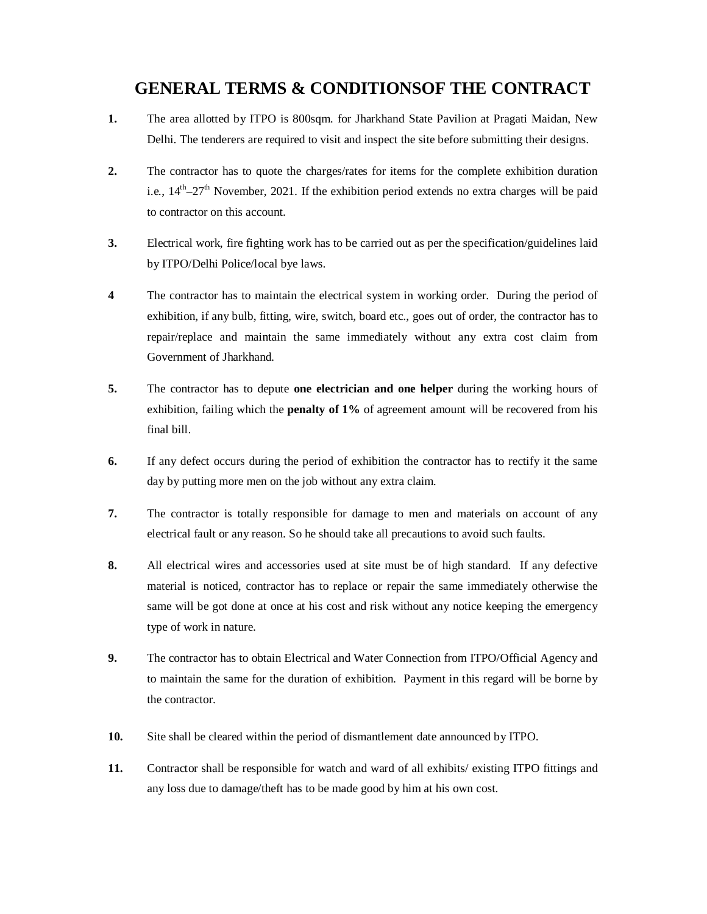# GENERAL TERMS & CONDITIONSOF THE CONTRACT

**1.** The area allotted by ITPO is 800sqm. for Jharkhand State Pavilion at Pragati Maidan, New Delhi. The tenderers are required to visit and inspect the site before submitting their designs.

**2.** The contractor has to quote the charges/rates for items for the complete exhibition duration i.e., 14$^{th}$–27$^{th}$ November, 2021. If the exhibition period extends no extra charges will be paid to contractor on this account.

**3.** Electrical work, fire fighting work has to be carried out as per the specification/guidelines laid by ITPO/Delhi Police/local bye laws.

**4** The contractor has to maintain the electrical system in working order. During the period of exhibition, if any bulb, fitting, wire, switch, board etc., goes out of order, the contractor has to repair/replace and maintain the same immediately without any extra cost claim from Government of Jharkhand.

**5.** The contractor has to depute **one electrician and one helper** during the working hours of exhibition, failing which the **penalty of 1%** of agreement amount will be recovered from his final bill.

**6.** If any defect occurs during the period of exhibition the contractor has to rectify it the same day by putting more men on the job without any extra claim.

**7.** The contractor is totally responsible for damage to men and materials on account of any electrical fault or any reason. So he should take all precautions to avoid such faults.

**8.** All electrical wires and accessories used at site must be of high standard. If any defective material is noticed, contractor has to replace or repair the same immediately otherwise the same will be got done at once at his cost and risk without any notice keeping the emergency type of work in nature.

**9.** The contractor has to obtain Electrical and Water Connection from ITPO/Official Agency and to maintain the same for the duration of exhibition. Payment in this regard will be borne by the contractor.

**10.** Site shall be cleared within the period of dismantlement date announced by ITPO.

**11.** Contractor shall be responsible for watch and ward of all exhibits/ existing ITPO fittings and any loss due to damage/theft has to be made good by him at his own cost.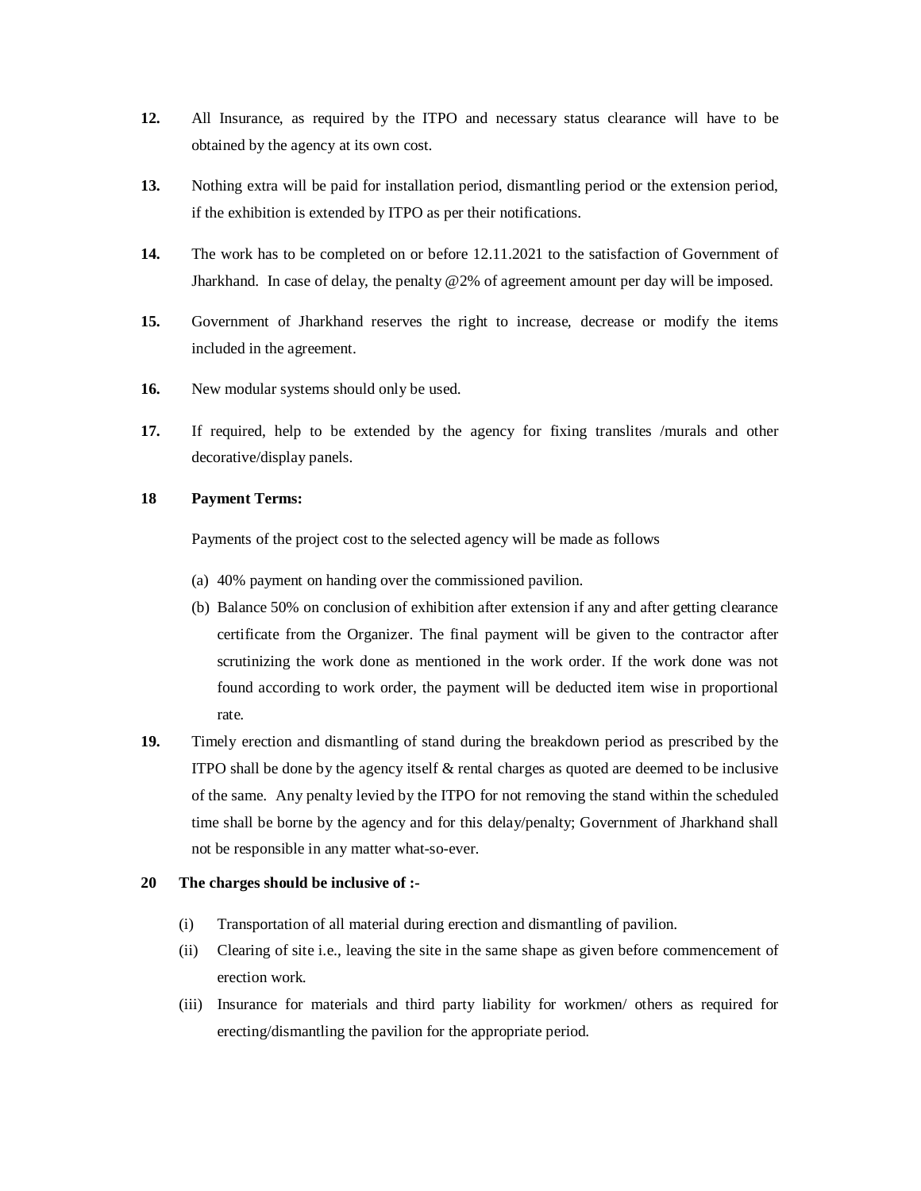**12.** All Insurance, as required by the ITPO and necessary status clearance will have to be obtained by the agency at its own cost.

**13.** Nothing extra will be paid for installation period, dismantling period or the extension period, if the exhibition is extended by ITPO as per their notifications.

**14.** The work has to be completed on or before 12.11.2021 to the satisfaction of Government of Jharkhand. In case of delay, the penalty @2% of agreement amount per day will be imposed.

**15.** Government of Jharkhand reserves the right to increase, decrease or modify the items included in the agreement.

**16.** New modular systems should only be used.

**17.** If required, help to be extended by the agency for fixing translites /murals and other decorative/display panels.

**18 Payment Terms:**

Payments of the project cost to the selected agency will be made as follows

(a) 40% payment on handing over the commissioned pavilion.

(b) Balance 50% on conclusion of exhibition after extension if any and after getting clearance certificate from the Organizer. The final payment will be given to the contractor after scrutinizing the work done as mentioned in the work order. If the work done was not found according to work order, the payment will be deducted item wise in proportional rate.

**19.** Timely erection and dismantling of stand during the breakdown period as prescribed by the ITPO shall be done by the agency itself & rental charges as quoted are deemed to be inclusive of the same. Any penalty levied by the ITPO for not removing the stand within the scheduled time shall be borne by the agency and for this delay/penalty; Government of Jharkhand shall not be responsible in any matter what-so-ever.

**20 The charges should be inclusive of :-**

(i) Transportation of all material during erection and dismantling of pavilion.

(ii) Clearing of site i.e., leaving the site in the same shape as given before commencement of erection work.

(iii) Insurance for materials and third party liability for workmen/ others as required for erecting/dismantling the pavilion for the appropriate period.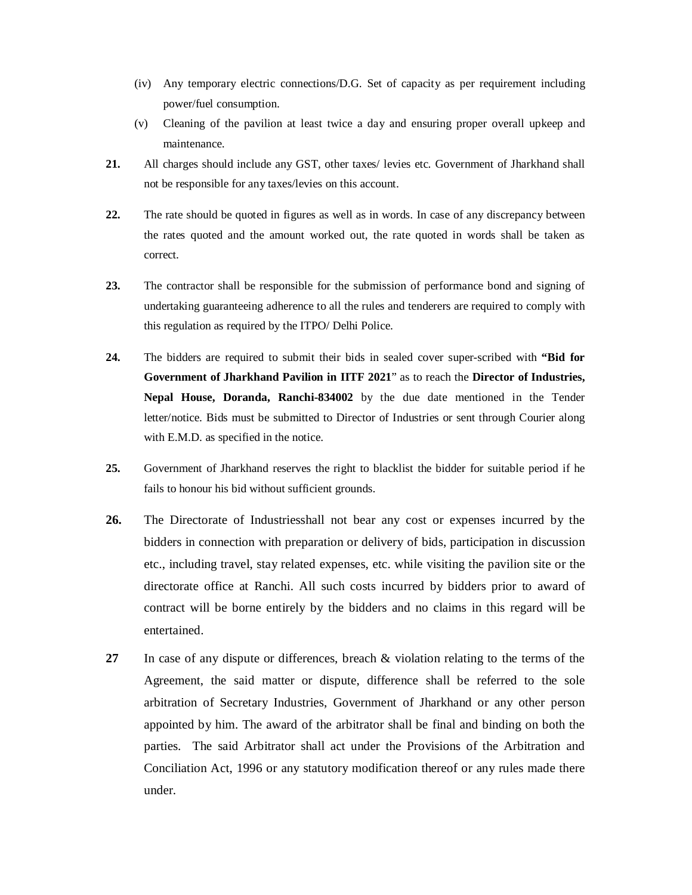(iv) Any temporary electric connections/D.G. Set of capacity as per requirement including power/fuel consumption.

(v) Cleaning of the pavilion at least twice a day and ensuring proper overall upkeep and maintenance.

**21.** All charges should include any GST, other taxes/ levies etc. Government of Jharkhand shall not be responsible for any taxes/levies on this account.

**22.** The rate should be quoted in figures as well as in words. In case of any discrepancy between the rates quoted and the amount worked out, the rate quoted in words shall be taken as correct.

**23.** The contractor shall be responsible for the submission of performance bond and signing of undertaking guaranteeing adherence to all the rules and tenderers are required to comply with this regulation as required by the ITPO/ Delhi Police.

**24.** The bidders are required to submit their bids in sealed cover super-scribed with **"Bid for Government of Jharkhand Pavilion in IITF 2021**" as to reach the **Director of Industries, Nepal House, Doranda, Ranchi-834002** by the due date mentioned in the Tender letter/notice. Bids must be submitted to Director of Industries or sent through Courier along with E.M.D. as specified in the notice.

**25.** Government of Jharkhand reserves the right to blacklist the bidder for suitable period if he fails to honour his bid without sufficient grounds.

**26.** The Directorate of Industriesshall not bear any cost or expenses incurred by the bidders in connection with preparation or delivery of bids, participation in discussion etc., including travel, stay related expenses, etc. while visiting the pavilion site or the directorate office at Ranchi. All such costs incurred by bidders prior to award of contract will be borne entirely by the bidders and no claims in this regard will be entertained.

**27** In case of any dispute or differences, breach & violation relating to the terms of the Agreement, the said matter or dispute, difference shall be referred to the sole arbitration of Secretary Industries, Government of Jharkhand or any other person appointed by him. The award of the arbitrator shall be final and binding on both the parties. The said Arbitrator shall act under the Provisions of the Arbitration and Conciliation Act, 1996 or any statutory modification thereof or any rules made there under.